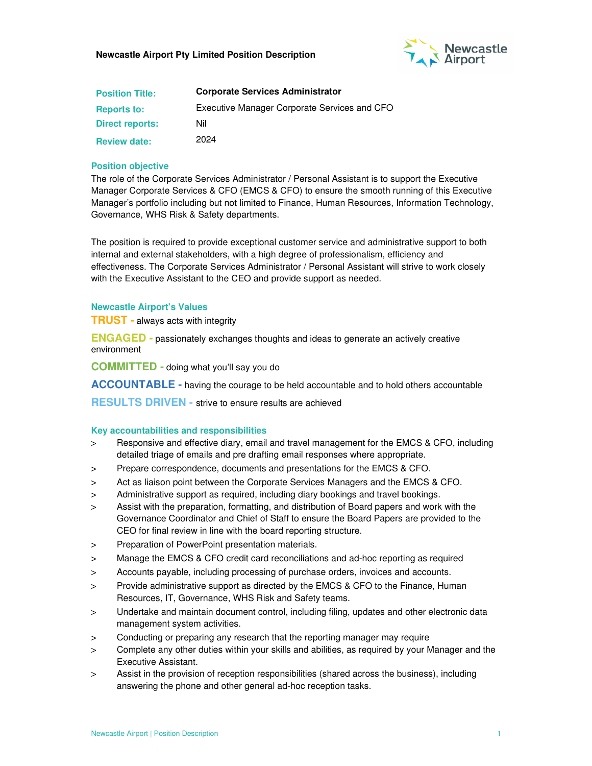**Newcastle Airport Pty Limited Position Description**

| | |
|---|---|
| **Position Title:** | **Corporate Services Administrator** |
| **Reports to:** | Executive Manager Corporate Services and CFO |
| **Direct reports:** | Nil |
| **Review date:** | 2024 |

### Position objective

The role of the Corporate Services Administrator / Personal Assistant is to support the Executive Manager Corporate Services & CFO (EMCS & CFO) to ensure the smooth running of this Executive Manager's portfolio including but not limited to Finance, Human Resources, Information Technology, Governance, WHS Risk & Safety departments.

The position is required to provide exceptional customer service and administrative support to both internal and external stakeholders, with a high degree of professionalism, efficiency and effectiveness. The Corporate Services Administrator / Personal Assistant will strive to work closely with the Executive Assistant to the CEO and provide support as needed.

### Newcastle Airport's Values

**TRUST -** always acts with integrity

**ENGAGED -** passionately exchanges thoughts and ideas to generate an actively creative environment

**COMMITTED -** doing what you'll say you do

**ACCOUNTABLE -** having the courage to be held accountable and to hold others accountable

**RESULTS DRIVEN -** strive to ensure results are achieved

### Key accountabilities and responsibilities

- Responsive and effective diary, email and travel management for the EMCS & CFO, including detailed triage of emails and pre drafting email responses where appropriate.
- Prepare correspondence, documents and presentations for the EMCS & CFO.
- Act as liaison point between the Corporate Services Managers and the EMCS & CFO.
- Administrative support as required, including diary bookings and travel bookings.
- Assist with the preparation, formatting, and distribution of Board papers and work with the Governance Coordinator and Chief of Staff to ensure the Board Papers are provided to the CEO for final review in line with the board reporting structure.
- Preparation of PowerPoint presentation materials.
- Manage the EMCS & CFO credit card reconciliations and ad-hoc reporting as required
- Accounts payable, including processing of purchase orders, invoices and accounts.
- Provide administrative support as directed by the EMCS & CFO to the Finance, Human Resources, IT, Governance, WHS Risk and Safety teams.
- Undertake and maintain document control, including filing, updates and other electronic data management system activities.
- Conducting or preparing any research that the reporting manager may require
- Complete any other duties within your skills and abilities, as required by your Manager and the Executive Assistant.
- Assist in the provision of reception responsibilities (shared across the business), including answering the phone and other general ad-hoc reception tasks.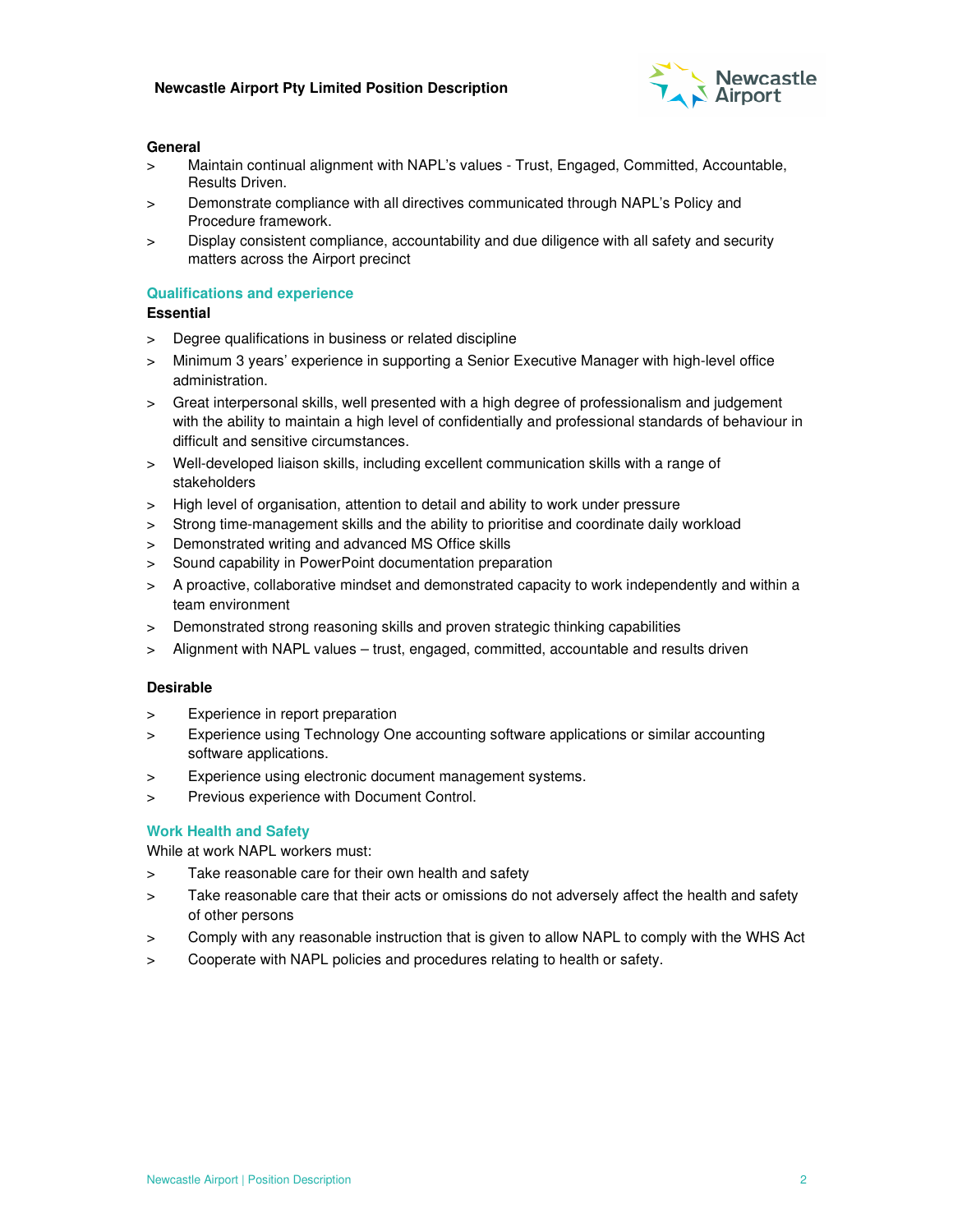**General**

- Maintain continual alignment with NAPL's values - Trust, Engaged, Committed, Accountable, Results Driven.
- Demonstrate compliance with all directives communicated through NAPL's Policy and Procedure framework.
- Display consistent compliance, accountability and due diligence with all safety and security matters across the Airport precinct

## Qualifications and experience

**Essential**

- Degree qualifications in business or related discipline
- Minimum 3 years' experience in supporting a Senior Executive Manager with high-level office administration.
- Great interpersonal skills, well presented with a high degree of professionalism and judgement with the ability to maintain a high level of confidentially and professional standards of behaviour in difficult and sensitive circumstances.
- Well-developed liaison skills, including excellent communication skills with a range of stakeholders
- High level of organisation, attention to detail and ability to work under pressure
- Strong time-management skills and the ability to prioritise and coordinate daily workload
- Demonstrated writing and advanced MS Office skills
- Sound capability in PowerPoint documentation preparation
- A proactive, collaborative mindset and demonstrated capacity to work independently and within a team environment
- Demonstrated strong reasoning skills and proven strategic thinking capabilities
- Alignment with NAPL values – trust, engaged, committed, accountable and results driven

**Desirable**

- Experience in report preparation
- Experience using Technology One accounting software applications or similar accounting software applications.
- Experience using electronic document management systems.
- Previous experience with Document Control.

## Work Health and Safety

While at work NAPL workers must:

- Take reasonable care for their own health and safety
- Take reasonable care that their acts or omissions do not adversely affect the health and safety of other persons
- Comply with any reasonable instruction that is given to allow NAPL to comply with the WHS Act
- Cooperate with NAPL policies and procedures relating to health or safety.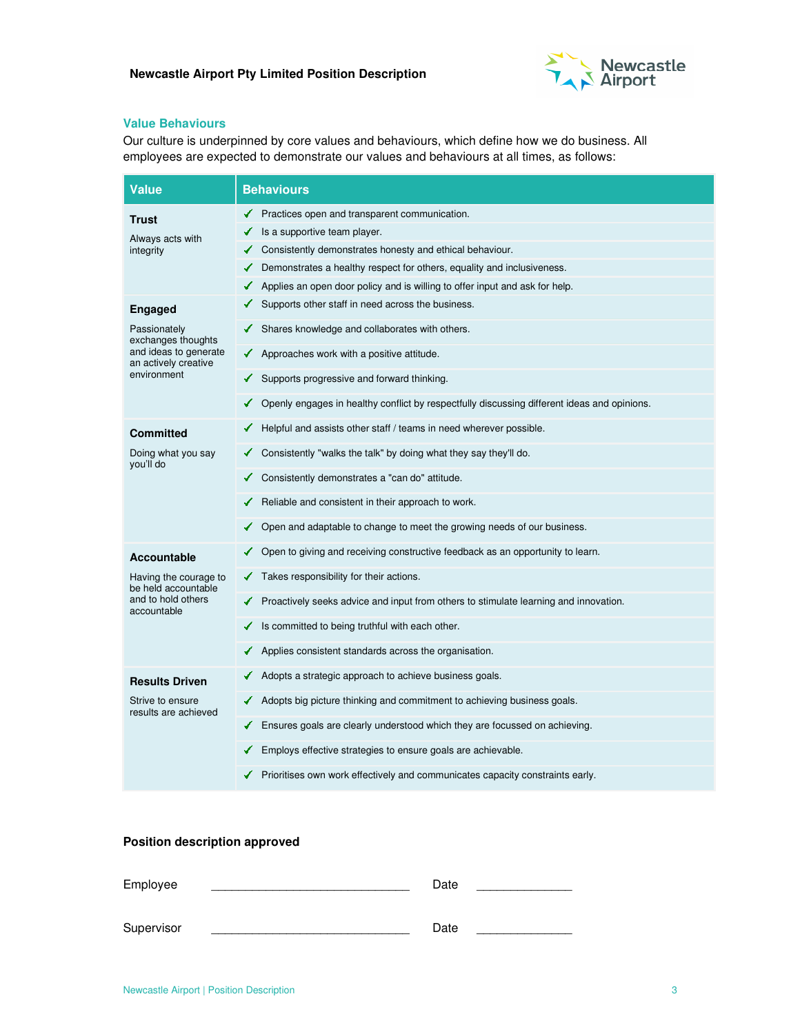## Value Behaviours

Our culture is underpinned by core values and behaviours, which define how we do business. All employees are expected to demonstrate our values and behaviours at all times, as follows:

| Value | Behaviours |
|---|---|
| **Trust**<br>Always acts with integrity | ✓ Practices open and transparent communication.<br>✓ Is a supportive team player.<br>✓ Consistently demonstrates honesty and ethical behaviour.<br>✓ Demonstrates a healthy respect for others, equality and inclusiveness.<br>✓ Applies an open door policy and is willing to offer input and ask for help. |
| **Engaged**<br>Passionately exchanges thoughts and ideas to generate an actively creative environment | ✓ Supports other staff in need across the business.<br>✓ Shares knowledge and collaborates with others.<br>✓ Approaches work with a positive attitude.<br>✓ Supports progressive and forward thinking.<br>✓ Openly engages in healthy conflict by respectfully discussing different ideas and opinions. |
| **Committed**<br>Doing what you say you'll do | ✓ Helpful and assists other staff / teams in need wherever possible.<br>✓ Consistently "walks the talk" by doing what they say they'll do.<br>✓ Consistently demonstrates a "can do" attitude.<br>✓ Reliable and consistent in their approach to work.<br>✓ Open and adaptable to change to meet the growing needs of our business. |
| **Accountable**<br>Having the courage to be held accountable and to hold others accountable | ✓ Open to giving and receiving constructive feedback as an opportunity to learn.<br>✓ Takes responsibility for their actions.<br>✓ Proactively seeks advice and input from others to stimulate learning and innovation.<br>✓ Is committed to being truthful with each other.<br>✓ Applies consistent standards across the organisation. |
| **Results Driven**<br>Strive to ensure results are achieved | ✓ Adopts a strategic approach to achieve business goals.<br>✓ Adopts big picture thinking and commitment to achieving business goals.<br>✓ Ensures goals are clearly understood which they are focussed on achieving.<br>✓ Employs effective strategies to ensure goals are achievable.<br>✓ Prioritises own work effectively and communicates capacity constraints early. |

**Position description approved**

Employee ______________________________ Date ______________

Supervisor ______________________________ Date ______________